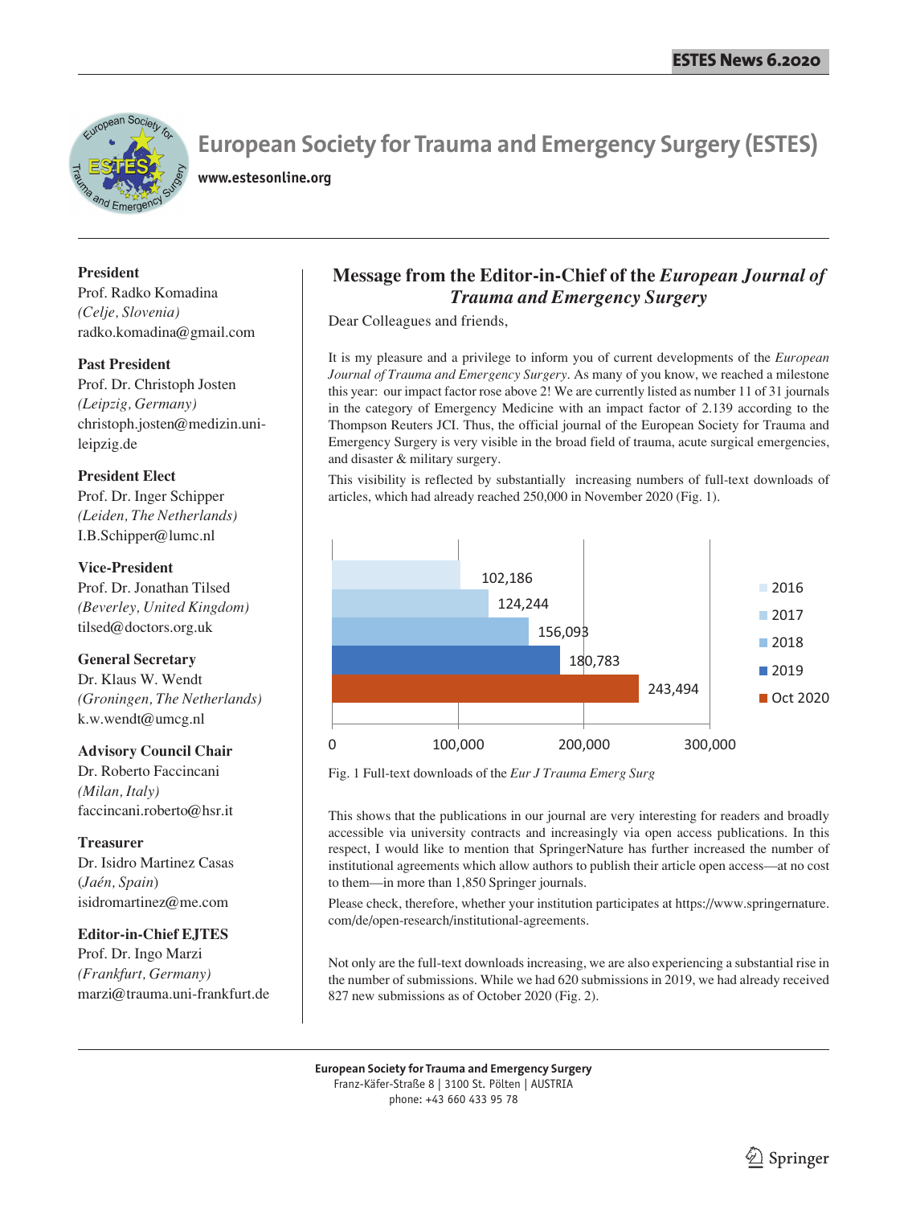# European Society for Trauma and Emergency Surgery (ESTES)

www.estesonline.org

**President**
Prof. Radko Komadina
*(Celje, Slovenia)*
radko.komadina@gmail.com

**Past President**
Prof. Dr. Christoph Josten
*(Leipzig, Germany)*
christoph.josten@medizin.uni-leipzig.de

**President Elect**
Prof. Dr. Inger Schipper
*(Leiden, The Netherlands)*
I.B.Schipper@lumc.nl

**Vice-President**
Prof. Dr. Jonathan Tilsed
*(Beverley, United Kingdom)*
tilsed@doctors.org.uk

**General Secretary**
Dr. Klaus W. Wendt
*(Groningen, The Netherlands)*
k.w.wendt@umcg.nl

**Advisory Council Chair**
Dr. Roberto Faccincani
*(Milan, Italy)*
faccincani.roberto@hsr.it

**Treasurer**
Dr. Isidro Martinez Casas
(*Jaén, Spain*)
isidromartinez@me.com

**Editor-in-Chief EJTES**
Prof. Dr. Ingo Marzi
*(Frankfurt, Germany)*
marzi@trauma.uni-frankfurt.de

## Message from the Editor-in-Chief of the *European Journal of Trauma and Emergency Surgery*

Dear Colleagues and friends,

It is my pleasure and a privilege to inform you of current developments of the *European Journal of Trauma and Emergency Surgery*. As many of you know, we reached a milestone this year: our impact factor rose above 2! We are currently listed as number 11 of 31 journals in the category of Emergency Medicine with an impact factor of 2.139 according to the Thompson Reuters JCI. Thus, the official journal of the European Society for Trauma and Emergency Surgery is very visible in the broad field of trauma, acute surgical emergencies, and disaster & military surgery.

This visibility is reflected by substantially increasing numbers of full-text downloads of articles, which had already reached 250,000 in November 2020 (Fig. 1).

| Year | Full-text downloads |
|---|---|
| 2016 | 102,186 |
| 2017 | 124,244 |
| 2018 | 156,093 |
| 2019 | 180,783 |
| Oct 2020 | 243,494 |

Fig. 1 Full-text downloads of the *Eur J Trauma Emerg Surg*

This shows that the publications in our journal are very interesting for readers and broadly accessible via university contracts and increasingly via open access publications. In this respect, I would like to mention that SpringerNature has further increased the number of institutional agreements which allow authors to publish their article open access—at no cost to them—in more than 1,850 Springer journals.

Please check, therefore, whether your institution participates at https://www.springernature.com/de/open-research/institutional-agreements.

Not only are the full-text downloads increasing, we are also experiencing a substantial rise in the number of submissions. While we had 620 submissions in 2019, we had already received 827 new submissions as of October 2020 (Fig. 2).

**European Society for Trauma and Emergency Surgery**
Franz-Käfer-Straße 8 | 3100 St. Pölten | AUSTRIA
phone: +43 660 433 95 78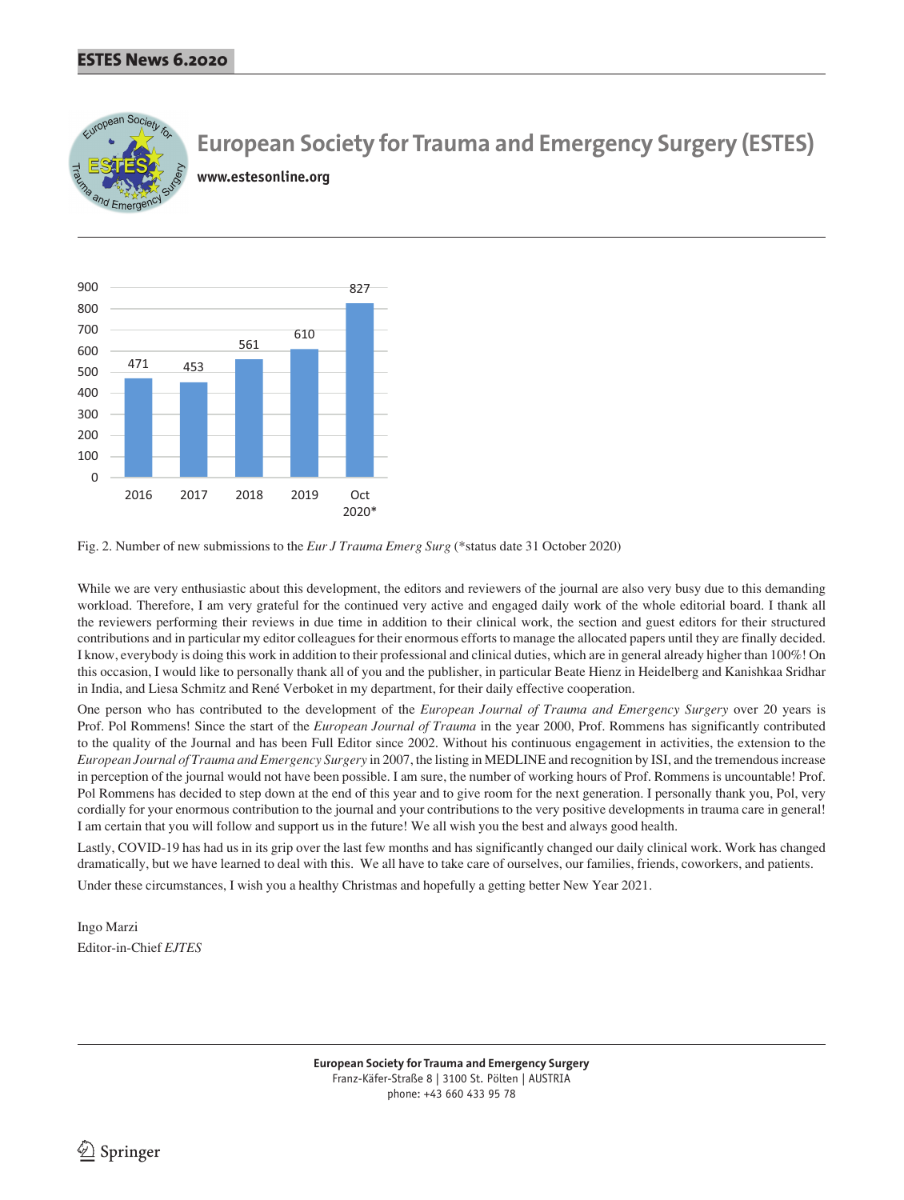| 2016 | 2017 | 2018 | 2019 | Oct 2020* |
|---|---|---|---|---|
| 471 | 453 | 561 | 610 | 827 |

Fig. 2. Number of new submissions to the *Eur J Trauma Emerg Surg* (*status date 31 October 2020)

While we are very enthusiastic about this development, the editors and reviewers of the journal are also very busy due to this demanding workload. Therefore, I am very grateful for the continued very active and engaged daily work of the whole editorial board. I thank all the reviewers performing their reviews in due time in addition to their clinical work, the section and guest editors for their structured contributions and in particular my editor colleagues for their enormous efforts to manage the allocated papers until they are finally decided. I know, everybody is doing this work in addition to their professional and clinical duties, which are in general already higher than 100%! On this occasion, I would like to personally thank all of you and the publisher, in particular Beate Hienz in Heidelberg and Kanishkaa Sridhar in India, and Liesa Schmitz and René Verboket in my department, for their daily effective cooperation.

One person who has contributed to the development of the *European Journal of Trauma and Emergency Surgery* over 20 years is Prof. Pol Rommens! Since the start of the *European Journal of Trauma* in the year 2000, Prof. Rommens has significantly contributed to the quality of the Journal and has been Full Editor since 2002. Without his continuous engagement in activities, the extension to the *European Journal of Trauma and Emergency Surgery* in 2007, the listing in MEDLINE and recognition by ISI, and the tremendous increase in perception of the journal would not have been possible. I am sure, the number of working hours of Prof. Rommens is uncountable! Prof. Pol Rommens has decided to step down at the end of this year and to give room for the next generation. I personally thank you, Pol, very cordially for your enormous contribution to the journal and your contributions to the very positive developments in trauma care in general! I am certain that you will follow and support us in the future! We all wish you the best and always good health.

Lastly, COVID-19 has had us in its grip over the last few months and has significantly changed our daily clinical work. Work has changed dramatically, but we have learned to deal with this. We all have to take care of ourselves, our families, friends, coworkers, and patients.

Under these circumstances, I wish you a healthy Christmas and hopefully a getting better New Year 2021.

Ingo Marzi
Editor-in-Chief *EJTES*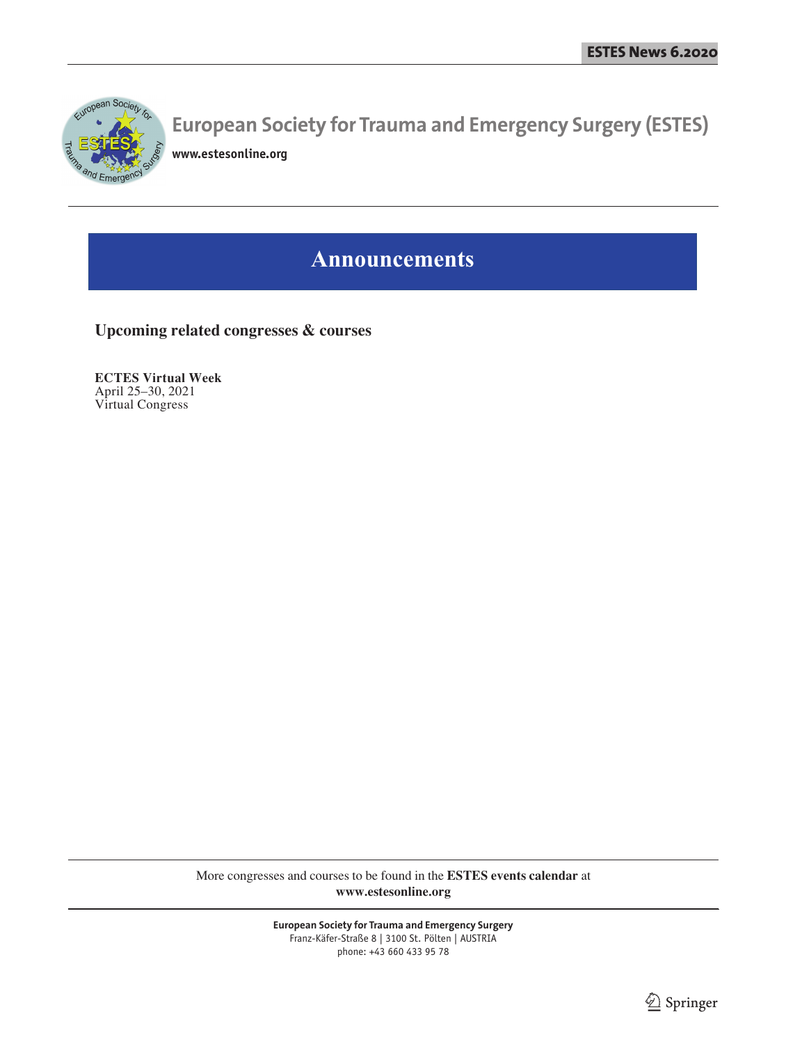# European Society for Trauma and Emergency Surgery (ESTES)

**www.estesonline.org**

## Announcements

### Upcoming related congresses & courses

**ECTES Virtual Week**
April 25–30, 2021
Virtual Congress

More congresses and courses to be found in the **ESTES events calendar** at **www.estesonline.org**

**European Society for Trauma and Emergency Surgery**
Franz-Käfer-Straße 8 | 3100 St. Pölten | AUSTRIA
phone: +43 660 433 95 78